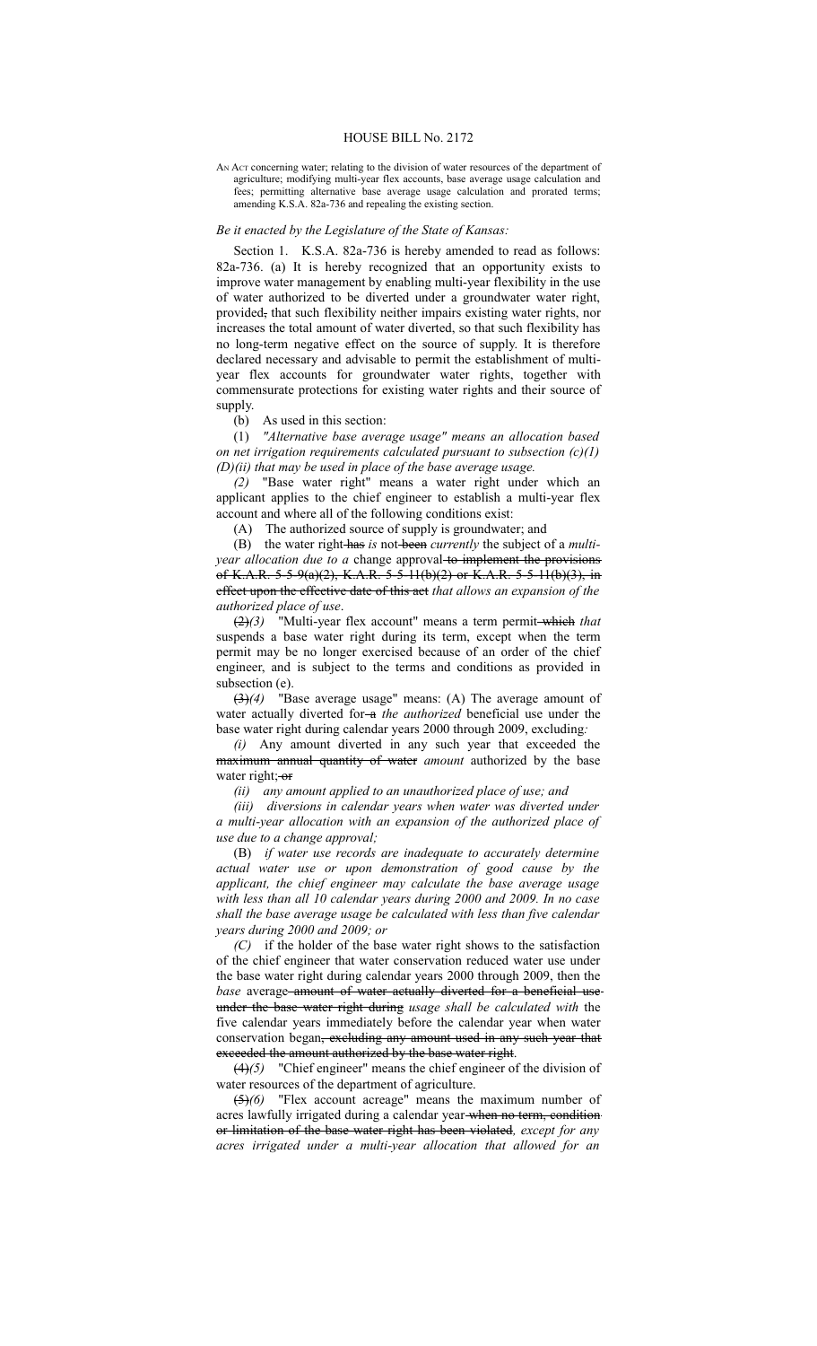# HOUSE BILL No. 2172

AN ACT concerning water; relating to the division of water resources of the department of agriculture; modifying multi-year flex accounts, base average usage calculation and fees; permitting alternative base average usage calculation and prorated terms; amending K.S.A. 82a-736 and repealing the existing section.

*Be it enacted by the Legislature of the State of Kansas:*

Section 1. K.S.A. 82a-736 is hereby amended to read as follows: 82a-736. (a) It is hereby recognized that an opportunity exists to improve water management by enabling multi-year flexibility in the use of water authorized to be diverted under a groundwater water right, provided~~,~~ that such flexibility neither impairs existing water rights, nor increases the total amount of water diverted, so that such flexibility has no long-term negative effect on the source of supply. It is therefore declared necessary and advisable to permit the establishment of multi-year flex accounts for groundwater water rights, together with commensurate protections for existing water rights and their source of supply.

(b) As used in this section:

(1) *"Alternative base average usage" means an allocation based on net irrigation requirements calculated pursuant to subsection (c)(1)(D)(ii) that may be used in place of the base average usage.*

*(2)* "Base water right" means a water right under which an applicant applies to the chief engineer to establish a multi-year flex account and where all of the following conditions exist:

(A) The authorized source of supply is groundwater; and

(B) the water right ~~has~~ *is* not ~~been~~ *currently* the subject of a *multi-year allocation due to a* change approval ~~to implement the provisions of K.A.R. 5-5-9(a)(2), K.A.R. 5-5-11(b)(2) or K.A.R. 5-5-11(b)(3), in effect upon the effective date of this act~~ *that allows an expansion of the authorized place of use*.

~~(2)~~*(3)* "Multi-year flex account" means a term permit ~~which~~ *that* suspends a base water right during its term, except when the term permit may be no longer exercised because of an order of the chief engineer, and is subject to the terms and conditions as provided in subsection (e).

~~(3)~~*(4)* "Base average usage" means: (A) The average amount of water actually diverted for ~~a~~ *the authorized* beneficial use under the base water right during calendar years 2000 through 2009, excluding*:*

*(i)* Any amount diverted in any such year that exceeded the ~~maximum annual quantity of water~~ *amount* authorized by the base water right;~~ or~~

*(ii) any amount applied to an unauthorized place of use; and*

*(iii) diversions in calendar years when water was diverted under a multi-year allocation with an expansion of the authorized place of use due to a change approval;*

(B) *if water use records are inadequate to accurately determine actual water use or upon demonstration of good cause by the applicant, the chief engineer may calculate the base average usage with less than all 10 calendar years during 2000 and 2009. In no case shall the base average usage be calculated with less than five calendar years during 2000 and 2009; or*

*(C)* if the holder of the base water right shows to the satisfaction of the chief engineer that water conservation reduced water use under the base water right during calendar years 2000 through 2009, then the *base* average ~~amount of water actually diverted for a beneficial use under the base water right during~~ *usage shall be calculated with* the five calendar years immediately before the calendar year when water conservation began~~, excluding any amount used in any such year that exceeded the amount authorized by the base water right~~.

~~(4)~~*(5)* "Chief engineer" means the chief engineer of the division of water resources of the department of agriculture.

~~(5)~~*(6)* "Flex account acreage" means the maximum number of acres lawfully irrigated during a calendar year ~~when no term, condition or limitation of the base water right has been violated~~*, except for any acres irrigated under a multi-year allocation that allowed for an*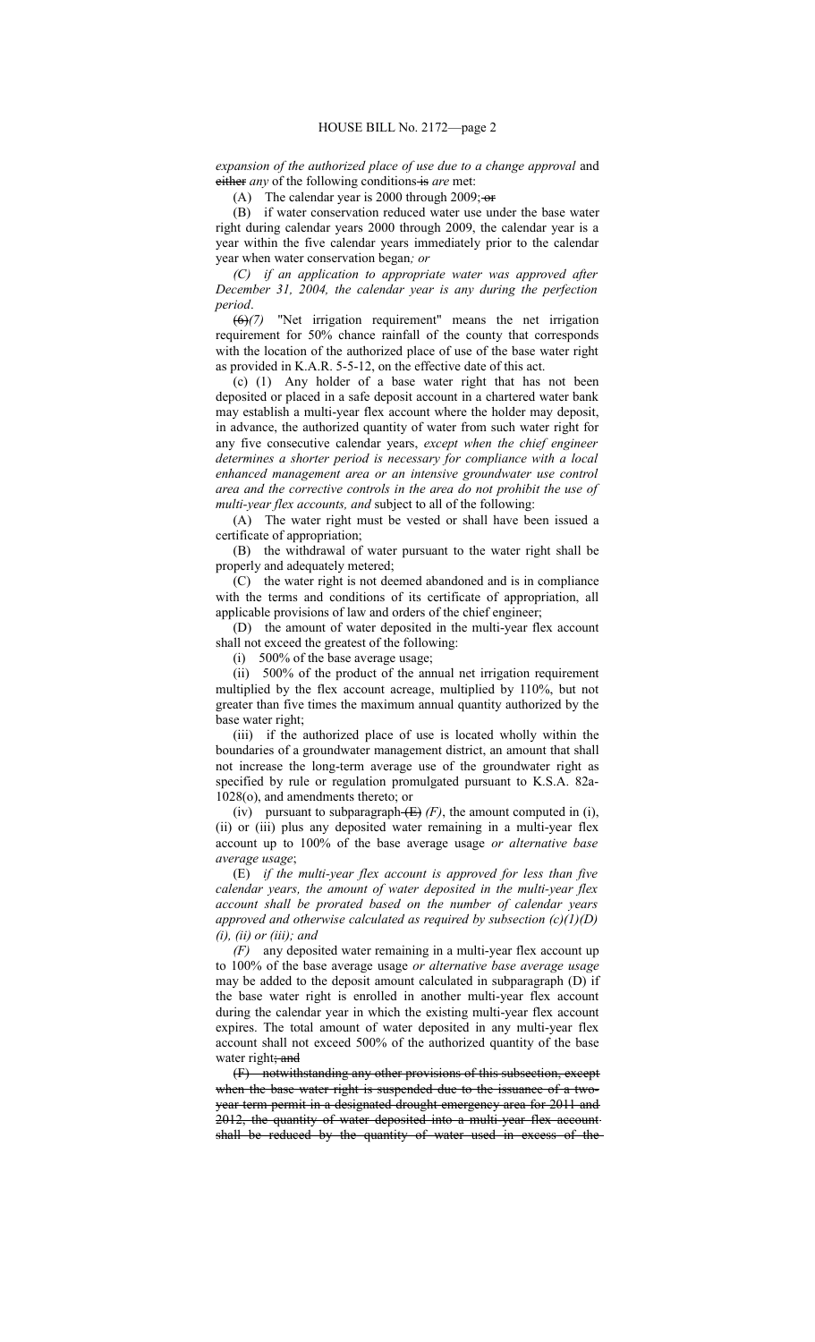*expansion of the authorized place of use due to a change approval* and ~~either~~ *any* of the following conditions ~~is~~ *are* met:

(A) The calendar year is 2000 through 2009; ~~or~~

(B) if water conservation reduced water use under the base water right during calendar years 2000 through 2009, the calendar year is a year within the five calendar years immediately prior to the calendar year when water conservation began*; or*

*(C) if an application to appropriate water was approved after December 31, 2004, the calendar year is any during the perfection period*.

~~(6)~~*(7)* "Net irrigation requirement" means the net irrigation requirement for 50% chance rainfall of the county that corresponds with the location of the authorized place of use of the base water right as provided in K.A.R. 5-5-12, on the effective date of this act.

(c) (1) Any holder of a base water right that has not been deposited or placed in a safe deposit account in a chartered water bank may establish a multi-year flex account where the holder may deposit, in advance, the authorized quantity of water from such water right for any five consecutive calendar years, *except when the chief engineer determines a shorter period is necessary for compliance with a local enhanced management area or an intensive groundwater use control area and the corrective controls in the area do not prohibit the use of multi-year flex accounts, and* subject to all of the following:

(A) The water right must be vested or shall have been issued a certificate of appropriation;

(B) the withdrawal of water pursuant to the water right shall be properly and adequately metered;

(C) the water right is not deemed abandoned and is in compliance with the terms and conditions of its certificate of appropriation, all applicable provisions of law and orders of the chief engineer;

(D) the amount of water deposited in the multi-year flex account shall not exceed the greatest of the following:

(i) 500% of the base average usage;

(ii) 500% of the product of the annual net irrigation requirement multiplied by the flex account acreage, multiplied by 110%, but not greater than five times the maximum annual quantity authorized by the base water right;

(iii) if the authorized place of use is located wholly within the boundaries of a groundwater management district, an amount that shall not increase the long-term average use of the groundwater right as specified by rule or regulation promulgated pursuant to K.S.A. 82a-1028(o), and amendments thereto; or

(iv) pursuant to subparagraph ~~(E)~~ *(F)*, the amount computed in (i), (ii) or (iii) plus any deposited water remaining in a multi-year flex account up to 100% of the base average usage *or alternative base average usage*;

(E) *if the multi-year flex account is approved for less than five calendar years, the amount of water deposited in the multi-year flex account shall be prorated based on the number of calendar years approved and otherwise calculated as required by subsection (c)(1)(D) (i), (ii) or (iii); and*

*(F)* any deposited water remaining in a multi-year flex account up to 100% of the base average usage *or alternative base average usage* may be added to the deposit amount calculated in subparagraph (D) if the base water right is enrolled in another multi-year flex account during the calendar year in which the existing multi-year flex account expires. The total amount of water deposited in any multi-year flex account shall not exceed 500% of the authorized quantity of the base water right~~; and~~

~~(F) notwithstanding any other provisions of this subsection, except when the base water right is suspended due to the issuance of a two-year term permit in a designated drought emergency area for 2011 and 2012, the quantity of water deposited into a multi year flex account shall be reduced by the quantity of water used in excess of the~~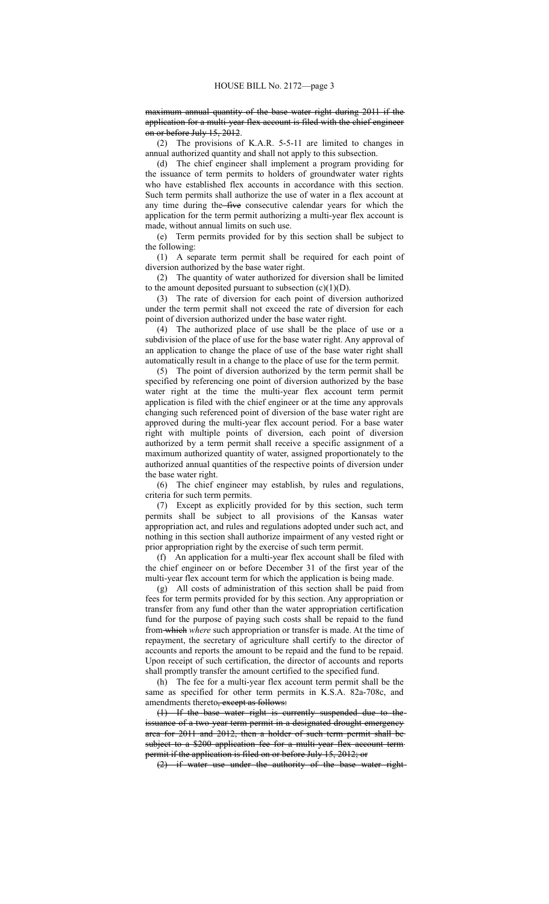~~maximum annual quantity of the base water right during 2011 if the application for a multi-year flex account is filed with the chief engineer on or before July 15, 2012~~.

(2) The provisions of K.A.R. 5-5-11 are limited to changes in annual authorized quantity and shall not apply to this subsection.

(d) The chief engineer shall implement a program providing for the issuance of term permits to holders of groundwater water rights who have established flex accounts in accordance with this section. Such term permits shall authorize the use of water in a flex account at any time during the ~~five~~ consecutive calendar years for which the application for the term permit authorizing a multi-year flex account is made, without annual limits on such use.

(e) Term permits provided for by this section shall be subject to the following:

(1) A separate term permit shall be required for each point of diversion authorized by the base water right.

(2) The quantity of water authorized for diversion shall be limited to the amount deposited pursuant to subsection (c)(1)(D).

(3) The rate of diversion for each point of diversion authorized under the term permit shall not exceed the rate of diversion for each point of diversion authorized under the base water right.

(4) The authorized place of use shall be the place of use or a subdivision of the place of use for the base water right. Any approval of an application to change the place of use of the base water right shall automatically result in a change to the place of use for the term permit.

(5) The point of diversion authorized by the term permit shall be specified by referencing one point of diversion authorized by the base water right at the time the multi-year flex account term permit application is filed with the chief engineer or at the time any approvals changing such referenced point of diversion of the base water right are approved during the multi-year flex account period. For a base water right with multiple points of diversion, each point of diversion authorized by a term permit shall receive a specific assignment of a maximum authorized quantity of water, assigned proportionately to the authorized annual quantities of the respective points of diversion under the base water right.

(6) The chief engineer may establish, by rules and regulations, criteria for such term permits.

(7) Except as explicitly provided for by this section, such term permits shall be subject to all provisions of the Kansas water appropriation act, and rules and regulations adopted under such act, and nothing in this section shall authorize impairment of any vested right or prior appropriation right by the exercise of such term permit.

(f) An application for a multi-year flex account shall be filed with the chief engineer on or before December 31 of the first year of the multi-year flex account term for which the application is being made.

(g) All costs of administration of this section shall be paid from fees for term permits provided for by this section. Any appropriation or transfer from any fund other than the water appropriation certification fund for the purpose of paying such costs shall be repaid to the fund from ~~which~~ *where* such appropriation or transfer is made. At the time of repayment, the secretary of agriculture shall certify to the director of accounts and reports the amount to be repaid and the fund to be repaid. Upon receipt of such certification, the director of accounts and reports shall promptly transfer the amount certified to the specified fund.

(h) The fee for a multi-year flex account term permit shall be the same as specified for other term permits in K.S.A. 82a-708c, and amendments thereto~~, except as follows:~~

~~(1) If the base water right is currently suspended due to the issuance of a two-year term permit in a designated drought emergency area for 2011 and 2012, then a holder of such term permit shall be subject to a $200 application fee for a multi-year flex account term permit if the application is filed on or before July 15, 2012; or~~

~~(2) if water use under the authority of the base water right~~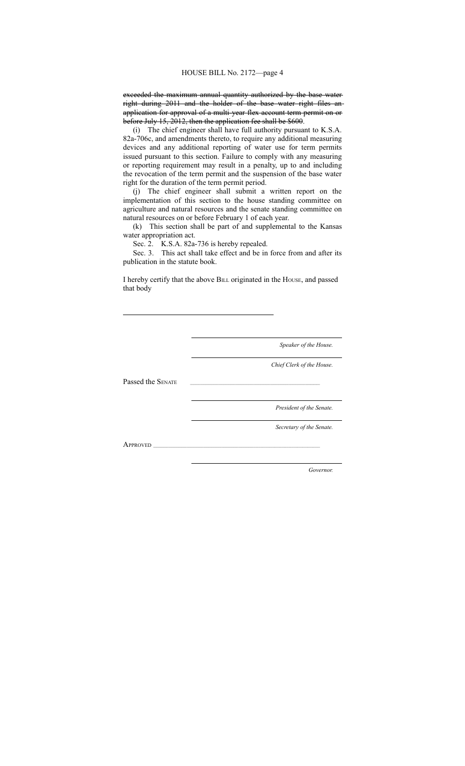~~exceeded the maximum annual quantity authorized by the base water right during 2011 and the holder of the base water right files an application for approval of a multi-year flex account term permit on or before July 15, 2012, then the application fee shall be $600~~.

(i) The chief engineer shall have full authority pursuant to K.S.A. 82a-706c, and amendments thereto, to require any additional measuring devices and any additional reporting of water use for term permits issued pursuant to this section. Failure to comply with any measuring or reporting requirement may result in a penalty, up to and including the revocation of the term permit and the suspension of the base water right for the duration of the term permit period.

(j) The chief engineer shall submit a written report on the implementation of this section to the house standing committee on agriculture and natural resources and the senate standing committee on natural resources on or before February 1 of each year.

(k) This section shall be part of and supplemental to the Kansas water appropriation act.

Sec. 2. K.S.A. 82a-736 is hereby repealed.

Sec. 3. This act shall take effect and be in force from and after its publication in the statute book.

I hereby certify that the above BILL originated in the HOUSE, and passed that body

\_\_\_\_\_\_\_\_\_\_\_\_\_\_\_\_\_\_\_\_\_\_\_\_\_\_\_\_\_\_\_\_\_\_\_\_\_\_\_\_

\_\_\_\_\_\_\_\_\_\_\_\_\_\_\_\_\_\_\_\_\_\_\_\_\_\_\_\_\_\_\_\_\_\_\_\_\_\_\_\_
*Speaker of the House.*

\_\_\_\_\_\_\_\_\_\_\_\_\_\_\_\_\_\_\_\_\_\_\_\_\_\_\_\_\_\_\_\_\_\_\_\_\_\_\_\_
*Chief Clerk of the House.*

Passed the SENATE \_\_\_\_\_\_\_\_\_\_\_\_\_\_\_\_\_\_\_\_\_\_\_\_\_\_\_\_\_\_\_\_\_\_\_\_\_\_\_\_

\_\_\_\_\_\_\_\_\_\_\_\_\_\_\_\_\_\_\_\_\_\_\_\_\_\_\_\_\_\_\_\_\_\_\_\_\_\_\_\_
*President of the Senate.*

\_\_\_\_\_\_\_\_\_\_\_\_\_\_\_\_\_\_\_\_\_\_\_\_\_\_\_\_\_\_\_\_\_\_\_\_\_\_\_\_
*Secretary of the Senate.*

APPROVED \_\_\_\_\_\_\_\_\_\_\_\_\_\_\_\_\_\_\_\_\_\_\_\_\_\_\_\_\_\_\_\_\_\_\_\_\_\_\_\_

\_\_\_\_\_\_\_\_\_\_\_\_\_\_\_\_\_\_\_\_\_\_\_\_\_\_\_\_\_\_\_\_\_\_\_\_\_\_\_\_
*Governor.*